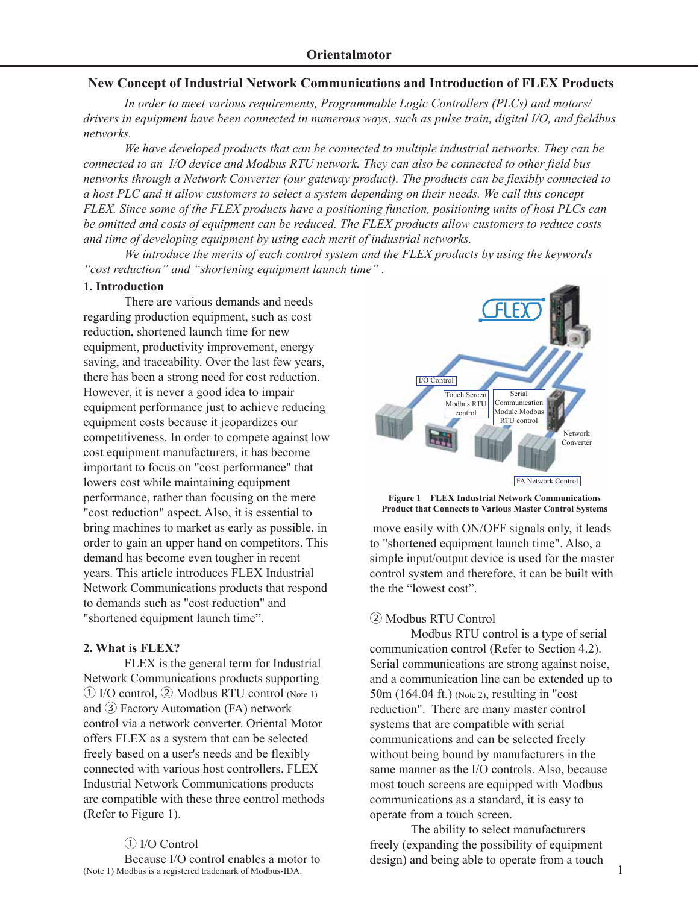# New Concept of Industrial Network Communications and Introduction of FLEX Products

*In order to meet various requirements, Programmable Logic Controllers (PLCs) and motors/drivers in equipment have been connected in numerous ways, such as pulse train, digital I/O, and fieldbus networks.*

*We have developed products that can be connected to multiple industrial networks. They can be connected to an I/O device and Modbus RTU network. They can also be connected to other field bus networks through a Network Converter (our gateway product). The products can be flexibly connected to a host PLC and it allow customers to select a system depending on their needs. We call this concept FLEX. Since some of the FLEX products have a positioning function, positioning units of host PLCs can be omitted and costs of equipment can be reduced. The FLEX products allow customers to reduce costs and time of developing equipment by using each merit of industrial networks.*

*We introduce the merits of each control system and the FLEX products by using the keywords "cost reduction" and "shortening equipment launch time" .*

## 1. Introduction

There are various demands and needs regarding production equipment, such as cost reduction, shortened launch time for new equipment, productivity improvement, energy saving, and traceability. Over the last few years, there has been a strong need for cost reduction. However, it is never a good idea to impair equipment performance just to achieve reducing equipment costs because it jeopardizes our competitiveness. In order to compete against low cost equipment manufacturers, it has become important to focus on "cost performance" that lowers cost while maintaining equipment performance, rather than focusing on the mere "cost reduction" aspect. Also, it is essential to bring machines to market as early as possible, in order to gain an upper hand on competitors. This demand has become even tougher in recent years. This article introduces FLEX Industrial Network Communications products that respond to demands such as "cost reduction" and "shortened equipment launch time".

## 2. What is FLEX?

FLEX is the general term for Industrial Network Communications products supporting ① I/O control, ② Modbus RTU control (Note 1) and ③ Factory Automation (FA) network control via a network converter. Oriental Motor offers FLEX as a system that can be selected freely based on a user's needs and be flexibly connected with various host controllers. FLEX Industrial Network Communications products are compatible with these three control methods (Refer to Figure 1).

**Figure 1 FLEX Industrial Network Communications Product that Connects to Various Master Control Systems**

① I/O Control

Because I/O control enables a motor to move easily with ON/OFF signals only, it leads to "shortened equipment launch time". Also, a simple input/output device is used for the master control system and therefore, it can be built with the the "lowest cost".

② Modbus RTU Control

Modbus RTU control is a type of serial communication control (Refer to Section 4.2). Serial communications are strong against noise, and a communication line can be extended up to 50m (164.04 ft.) (Note 2), resulting in "cost reduction". There are many master control systems that are compatible with serial communications and can be selected freely without being bound by manufacturers in the same manner as the I/O controls. Also, because most touch screens are equipped with Modbus communications as a standard, it is easy to operate from a touch screen.

The ability to select manufacturers freely (expanding the possibility of equipment design) and being able to operate from a touch

(Note 1) Modbus is a registered trademark of Modbus-IDA.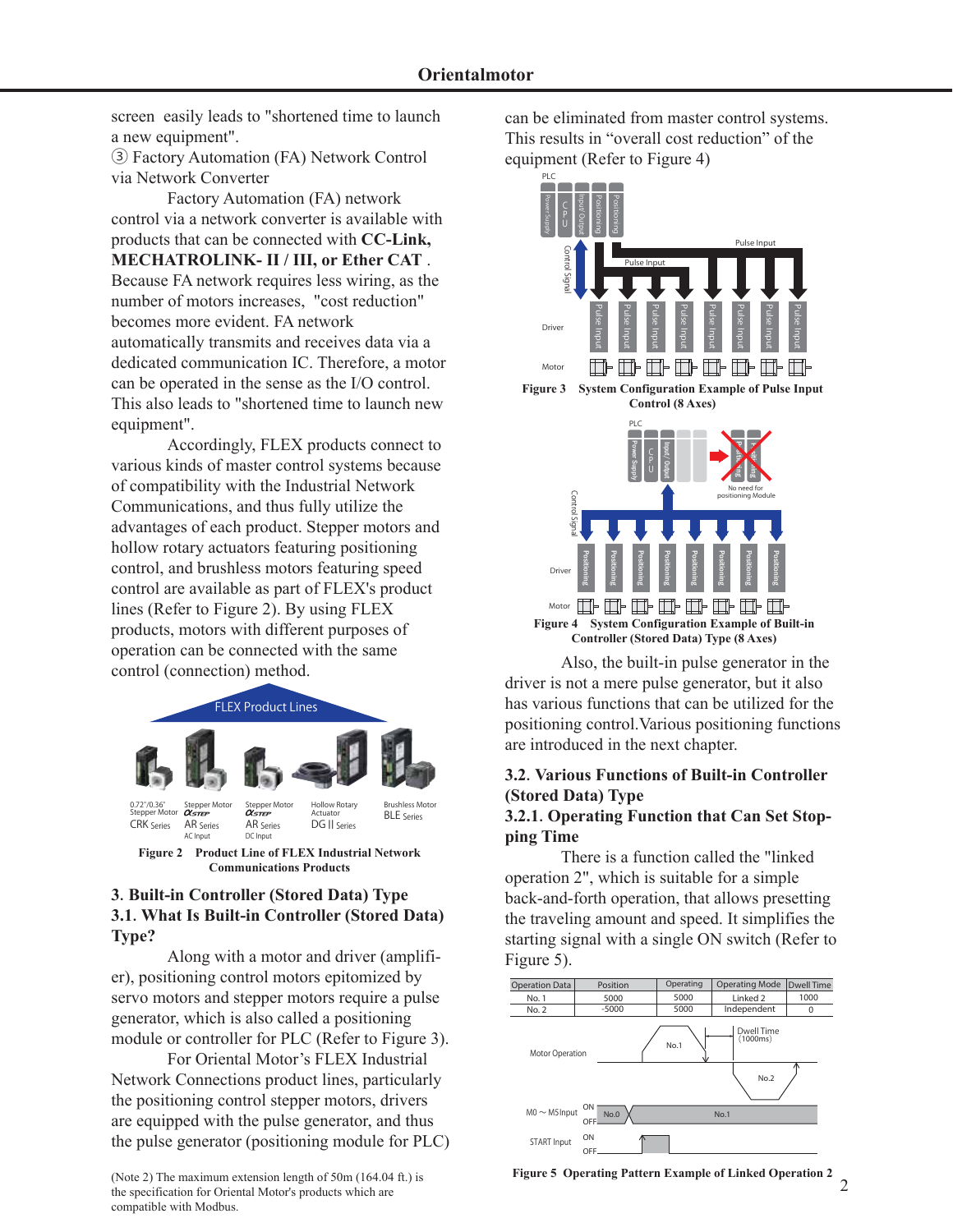screen easily leads to "shortened time to launch a new equipment".

③ Factory Automation (FA) Network Control via Network Converter

Factory Automation (FA) network control via a network converter is available with products that can be connected with **CC-Link, MECHATROLINK- II / III, or Ether CAT** . Because FA network requires less wiring, as the number of motors increases, "cost reduction" becomes more evident. FA network automatically transmits and receives data via a dedicated communication IC. Therefore, a motor can be operated in the sense as the I/O control. This also leads to "shortened time to launch new equipment".

Accordingly, FLEX products connect to various kinds of master control systems because of compatibility with the Industrial Network Communications, and thus fully utilize the advantages of each product. Stepper motors and hollow rotary actuators featuring positioning control, and brushless motors featuring speed control are available as part of FLEX's product lines (Refer to Figure 2). By using FLEX products, motors with different purposes of operation can be connected with the same control (connection) method.

**Figure 2 Product Line of FLEX Industrial Network Communications Products**

## 3. Built-in Controller (Stored Data) Type

### 3.1. What Is Built-in Controller (Stored Data) Type?

Along with a motor and driver (amplifier), positioning control motors epitomized by servo motors and stepper motors require a pulse generator, which is also called a positioning module or controller for PLC (Refer to Figure 3).

For Oriental Motor's FLEX Industrial Network Connections product lines, particularly the positioning control stepper motors, drivers are equipped with the pulse generator, and thus the pulse generator (positioning module for PLC) can be eliminated from master control systems. This results in "overall cost reduction" of the equipment (Refer to Figure 4)

**Figure 3 System Configuration Example of Pulse Input Control (8 Axes)**

**Figure 4 System Configuration Example of Built-in Controller (Stored Data) Type (8 Axes)**

Also, the built-in pulse generator in the driver is not a mere pulse generator, but it also has various functions that can be utilized for the positioning control.Various positioning functions are introduced in the next chapter.

### 3.2. Various Functions of Built-in Controller (Stored Data) Type

#### 3.2.1. Operating Function that Can Set Stopping Time

There is a function called the "linked operation 2", which is suitable for a simple back-and-forth operation, that allows presetting the traveling amount and speed. It simplifies the starting signal with a single ON switch (Refer to Figure 5).

| Operation Data | Position | Operating | Operating Mode | Dwell Time |
|---|---|---|---|---|
| No. 1 | 5000 | 5000 | Linked 2 | 1000 |
| No. 2 | -5000 | 5000 | Independent | 0 |

**Figure 5 Operating Pattern Example of Linked Operation 2**

(Note 2) The maximum extension length of 50m (164.04 ft.) is the specification for Oriental Motor's products which are compatible with Modbus.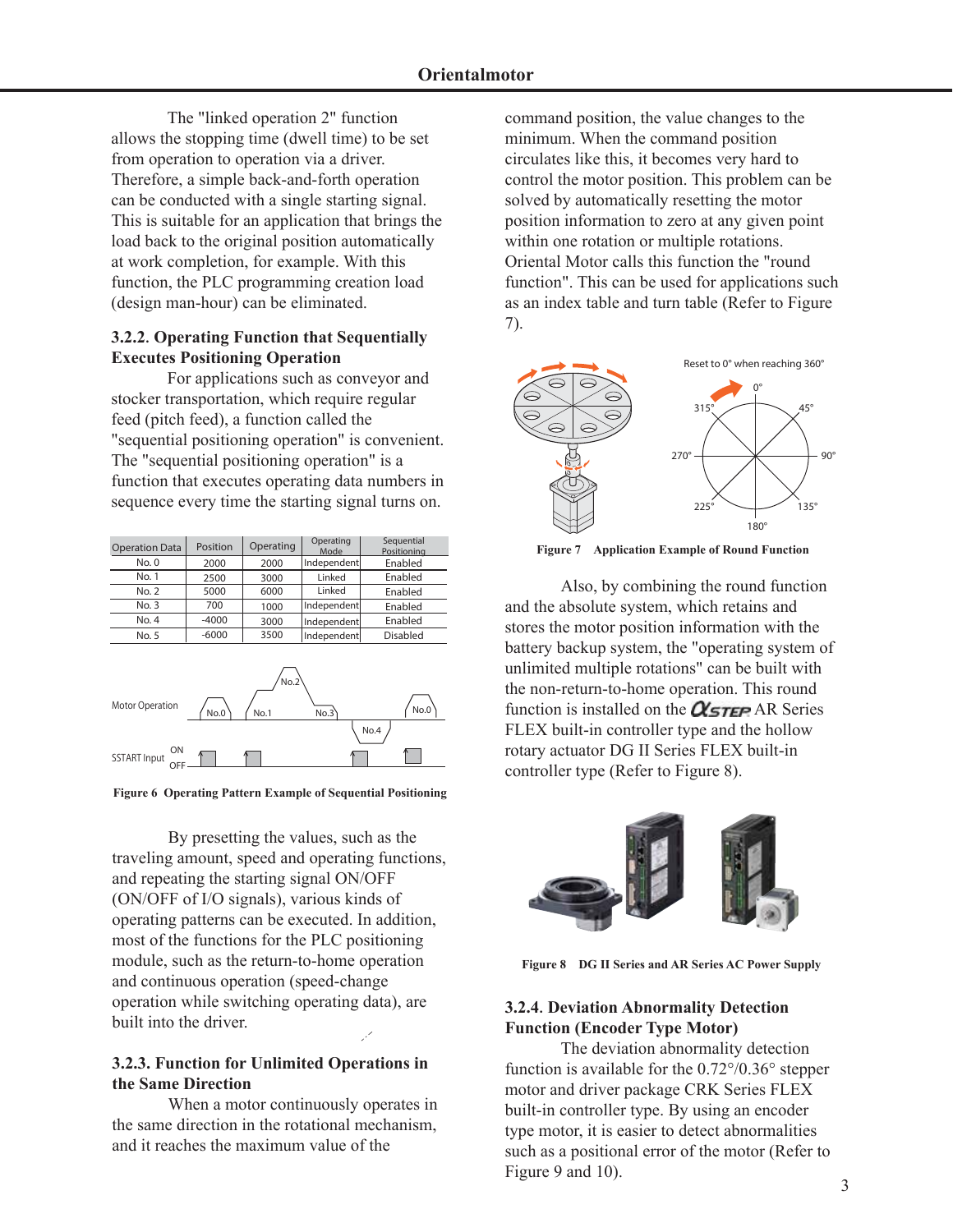The "linked operation 2" function allows the stopping time (dwell time) to be set from operation to operation via a driver. Therefore, a simple back-and-forth operation can be conducted with a single starting signal. This is suitable for an application that brings the load back to the original position automatically at work completion, for example. With this function, the PLC programming creation load (design man-hour) can be eliminated.

### 3.2.2. Operating Function that Sequentially Executes Positioning Operation

For applications such as conveyor and stocker transportation, which require regular feed (pitch feed), a function called the "sequential positioning operation" is convenient. The "sequential positioning operation" is a function that executes operating data numbers in sequence every time the starting signal turns on.

| Operation Data | Position | Operating | Operating Mode | Sequential Positioning |
|---|---|---|---|---|
| No. 0 | 2000 | 2000 | Independent | Enabled |
| No. 1 | 2500 | 3000 | Linked | Enabled |
| No. 2 | 5000 | 6000 | Linked | Enabled |
| No. 3 | 700 | 1000 | Independent | Enabled |
| No. 4 | -4000 | 3000 | Independent | Enabled |
| No. 5 | -6000 | 3500 | Independent | Disabled |

Figure 6 Operating Pattern Example of Sequential Positioning

By presetting the values, such as the traveling amount, speed and operating functions, and repeating the starting signal ON/OFF (ON/OFF of I/O signals), various kinds of operating patterns can be executed. In addition, most of the functions for the PLC positioning module, such as the return-to-home operation and continuous operation (speed-change operation while switching operating data), are built into the driver.

### 3.2.3. Function for Unlimited Operations in the Same Direction

When a motor continuously operates in the same direction in the rotational mechanism, and it reaches the maximum value of the command position, the value changes to the minimum. When the command position circulates like this, it becomes very hard to control the motor position. This problem can be solved by automatically resetting the motor position information to zero at any given point within one rotation or multiple rotations. Oriental Motor calls this function the "round function". This can be used for applications such as an index table and turn table (Refer to Figure 7).

Figure 7 Application Example of Round Function

Also, by combining the round function and the absolute system, which retains and stores the motor position information with the battery backup system, the "operating system of unlimited multiple rotations" can be built with the non-return-to-home operation. This round function is installed on the αSTEP AR Series FLEX built-in controller type and the hollow rotary actuator DG II Series FLEX built-in controller type (Refer to Figure 8).

Figure 8 DG II Series and AR Series AC Power Supply

### 3.2.4. Deviation Abnormality Detection Function (Encoder Type Motor)

The deviation abnormality detection function is available for the 0.72°/0.36° stepper motor and driver package CRK Series FLEX built-in controller type. By using an encoder type motor, it is easier to detect abnormalities such as a positional error of the motor (Refer to Figure 9 and 10).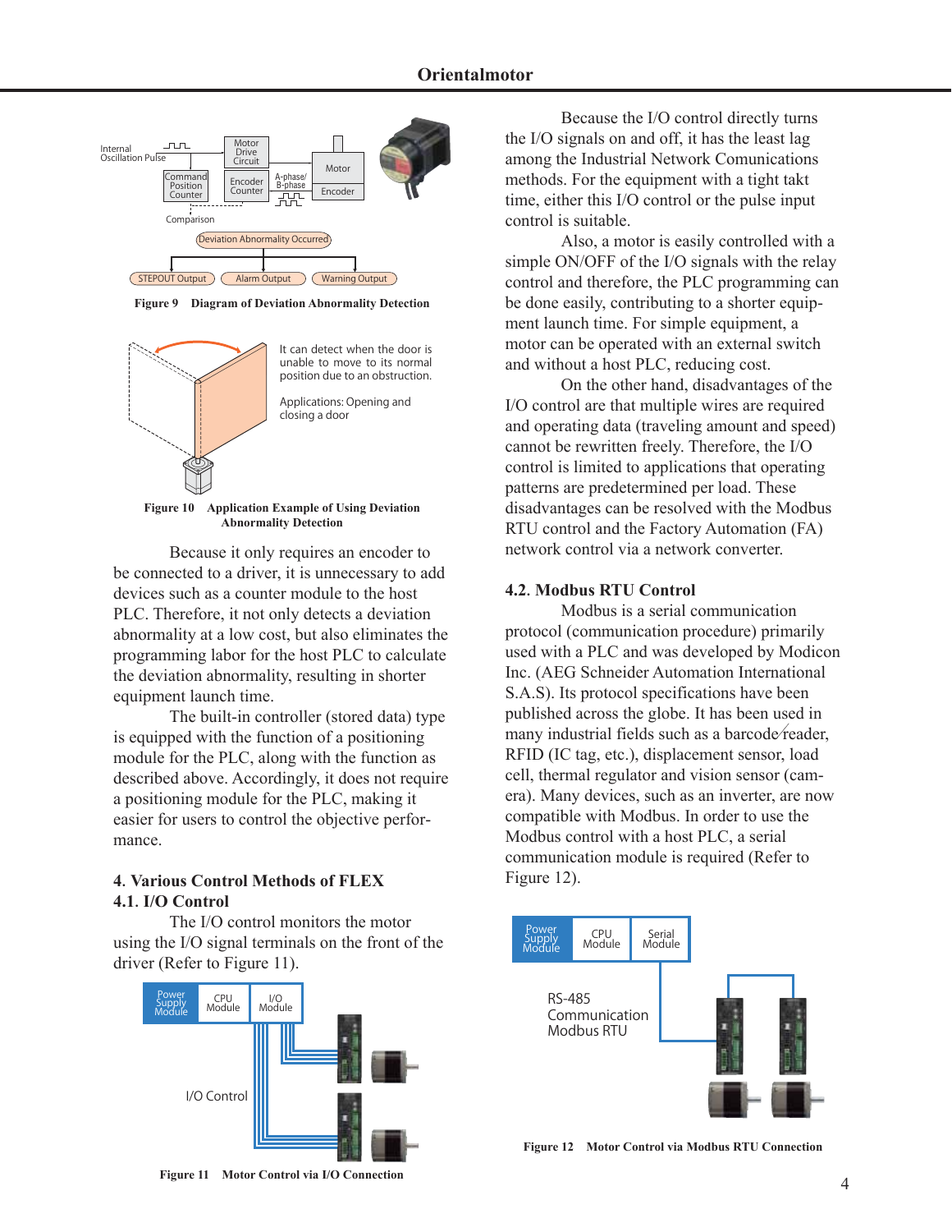Figure 9 Diagram of Deviation Abnormality Detection

Figure 10 Application Example of Using Deviation Abnormality Detection

Because it only requires an encoder to be connected to a driver, it is unnecessary to add devices such as a counter module to the host PLC. Therefore, it not only detects a deviation abnormality at a low cost, but also eliminates the programming labor for the host PLC to calculate the deviation abnormality, resulting in shorter equipment launch time.

The built-in controller (stored data) type is equipped with the function of a positioning module for the PLC, along with the function as described above. Accordingly, it does not require a positioning module for the PLC, making it easier for users to control the objective performance.

## 4. Various Control Methods of FLEX

### 4.1. I/O Control

The I/O control monitors the motor using the I/O signal terminals on the front of the driver (Refer to Figure 11).

Figure 11 Motor Control via I/O Connection

Because the I/O control directly turns the I/O signals on and off, it has the least lag among the Industrial Network Comunications methods. For the equipment with a tight takt time, either this I/O control or the pulse input control is suitable.

Also, a motor is easily controlled with a simple ON/OFF of the I/O signals with the relay control and therefore, the PLC programming can be done easily, contributing to a shorter equipment launch time. For simple equipment, a motor can be operated with an external switch and without a host PLC, reducing cost.

On the other hand, disadvantages of the I/O control are that multiple wires are required and operating data (traveling amount and speed) cannot be rewritten freely. Therefore, the I/O control is limited to applications that operating patterns are predetermined per load. These disadvantages can be resolved with the Modbus RTU control and the Factory Automation (FA) network control via a network converter.

### 4.2. Modbus RTU Control

Modbus is a serial communication protocol (communication procedure) primarily used with a PLC and was developed by Modicon Inc. (AEG Schneider Automation International S.A.S). Its protocol specifications have been published across the globe. It has been used in many industrial fields such as a barcode reader, RFID (IC tag, etc.), displacement sensor, load cell, thermal regulator and vision sensor (camera). Many devices, such as an inverter, are now compatible with Modbus. In order to use the Modbus control with a host PLC, a serial communication module is required (Refer to Figure 12).

Figure 12 Motor Control via Modbus RTU Connection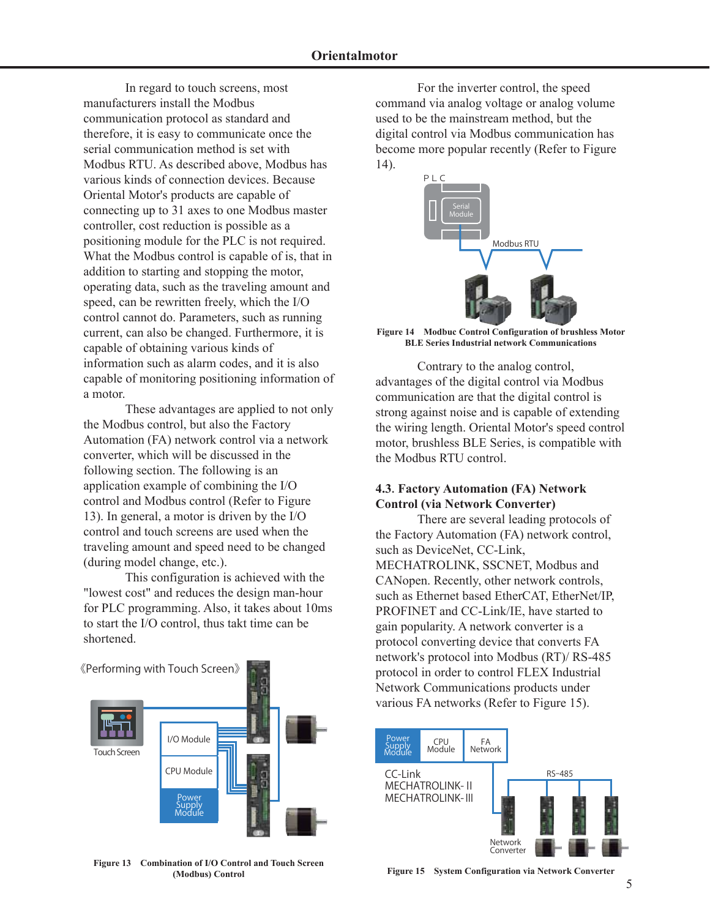In regard to touch screens, most manufacturers install the Modbus communication protocol as standard and therefore, it is easy to communicate once the serial communication method is set with Modbus RTU. As described above, Modbus has various kinds of connection devices. Because Oriental Motor's products are capable of connecting up to 31 axes to one Modbus master controller, cost reduction is possible as a positioning module for the PLC is not required. What the Modbus control is capable of is, that in addition to starting and stopping the motor, operating data, such as the traveling amount and speed, can be rewritten freely, which the I/O control cannot do. Parameters, such as running current, can also be changed. Furthermore, it is capable of obtaining various kinds of information such as alarm codes, and it is also capable of monitoring positioning information of a motor.

These advantages are applied to not only the Modbus control, but also the Factory Automation (FA) network control via a network converter, which will be discussed in the following section. The following is an application example of combining the I/O control and Modbus control (Refer to Figure 13). In general, a motor is driven by the I/O control and touch screens are used when the traveling amount and speed need to be changed (during model change, etc.).

This configuration is achieved with the "lowest cost" and reduces the design man-hour for PLC programming. Also, it takes about 10ms to start the I/O control, thus takt time can be shortened.

《Performing with Touch Screen》

Touch Screen

I/O Module

CPU Module

Power Supply Module

**Figure 13 Combination of I/O Control and Touch Screen (Modbus) Control**

For the inverter control, the speed command via analog voltage or analog volume used to be the mainstream method, but the digital control via Modbus communication has become more popular recently (Refer to Figure 14).

PLC

Serial Module

Modbus RTU

**Figure 14 Modbuc Control Configuration of brushless Motor BLE Series Industrial network Communications**

Contrary to the analog control, advantages of the digital control via Modbus communication are that the digital control is strong against noise and is capable of extending the wiring length. Oriental Motor's speed control motor, brushless BLE Series, is compatible with the Modbus RTU control.

## 4.3. Factory Automation (FA) Network Control (via Network Converter)

There are several leading protocols of the Factory Automation (FA) network control, such as DeviceNet, CC-Link, MECHATROLINK, SSCNET, Modbus and CANopen. Recently, other network controls, such as Ethernet based EtherCAT, EtherNet/IP, PROFINET and CC-Link/IE, have started to gain popularity. A network converter is a protocol converting device that converts FA network's protocol into Modbus (RT)/ RS-485 protocol in order to control FLEX Industrial Network Communications products under various FA networks (Refer to Figure 15).

Power Supply Module | CPU Module | FA Network

CC-Link
MECHATROLINK- II
MECHATROLINK- III

RS-485

Network Converter

**Figure 15 System Configuration via Network Converter**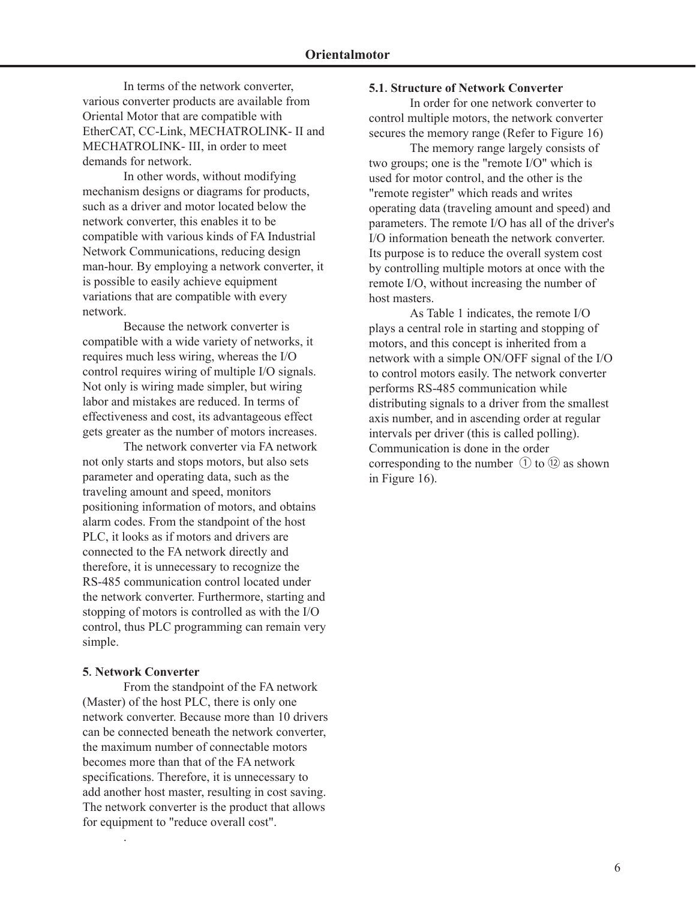In terms of the network converter, various converter products are available from Oriental Motor that are compatible with EtherCAT, CC-Link, MECHATROLINK- II and MECHATROLINK- III, in order to meet demands for network.

In other words, without modifying mechanism designs or diagrams for products, such as a driver and motor located below the network converter, this enables it to be compatible with various kinds of FA Industrial Network Communications, reducing design man-hour. By employing a network converter, it is possible to easily achieve equipment variations that are compatible with every network.

Because the network converter is compatible with a wide variety of networks, it requires much less wiring, whereas the I/O control requires wiring of multiple I/O signals. Not only is wiring made simpler, but wiring labor and mistakes are reduced. In terms of effectiveness and cost, its advantageous effect gets greater as the number of motors increases.

The network converter via FA network not only starts and stops motors, but also sets parameter and operating data, such as the traveling amount and speed, monitors positioning information of motors, and obtains alarm codes. From the standpoint of the host PLC, it looks as if motors and drivers are connected to the FA network directly and therefore, it is unnecessary to recognize the RS-485 communication control located under the network converter. Furthermore, starting and stopping of motors is controlled as with the I/O control, thus PLC programming can remain very simple.

**5. Network Converter**

From the standpoint of the FA network (Master) of the host PLC, there is only one network converter. Because more than 10 drivers can be connected beneath the network converter, the maximum number of connectable motors becomes more than that of the FA network specifications. Therefore, it is unnecessary to add another host master, resulting in cost saving. The network converter is the product that allows for equipment to "reduce overall cost".

.

**5.1. Structure of Network Converter**

In order for one network converter to control multiple motors, the network converter secures the memory range (Refer to Figure 16)

The memory range largely consists of two groups; one is the "remote I/O" which is used for motor control, and the other is the "remote register" which reads and writes operating data (traveling amount and speed) and parameters. The remote I/O has all of the driver's I/O information beneath the network converter. Its purpose is to reduce the overall system cost by controlling multiple motors at once with the remote I/O, without increasing the number of host masters.

As Table 1 indicates, the remote I/O plays a central role in starting and stopping of motors, and this concept is inherited from a network with a simple ON/OFF signal of the I/O to control motors easily. The network converter performs RS-485 communication while distributing signals to a driver from the smallest axis number, and in ascending order at regular intervals per driver (this is called polling). Communication is done in the order corresponding to the number ① to ⑫ as shown in Figure 16).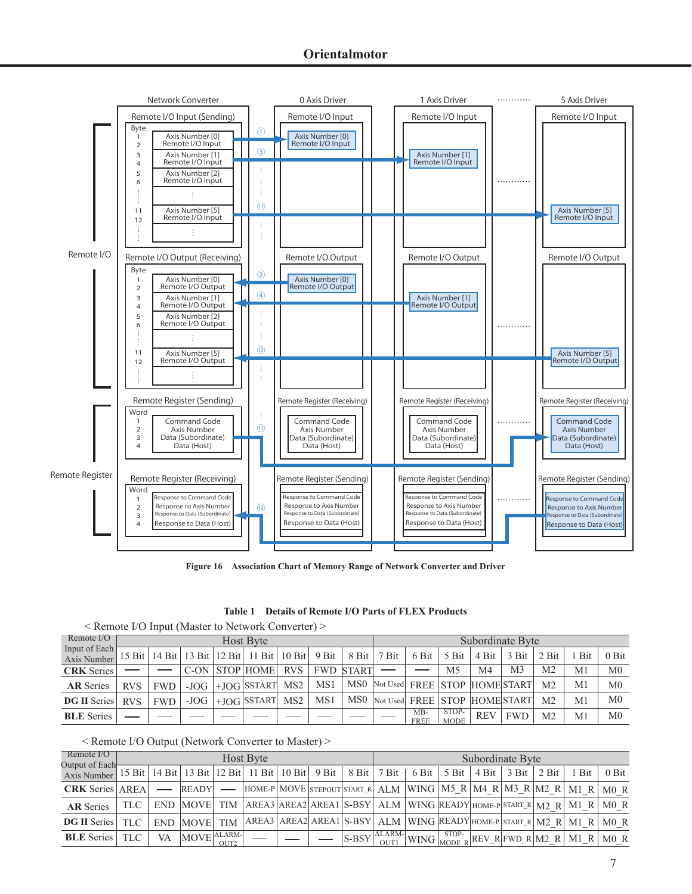**Figure 16 Association Chart of Memory Range of Network Converter and Driver**

**Table 1 Details of Remote I/O Parts of FLEX Products**

< Remote I/O Input (Master to Network Converter) >

| Remote I/O Input of Each Axis Number | Host Byte | | | | | | | | Subordinate Byte | | | | | | | |
|---|---|---|---|---|---|---|---|---|---|---|---|---|---|---|---|---|
| | 15 Bit | 14 Bit | 13 Bit | 12 Bit | 11 Bit | 10 Bit | 9 Bit | 8 Bit | 7 Bit | 6 Bit | 5 Bit | 4 Bit | 3 Bit | 2 Bit | 1 Bit | 0 Bit |
| **CRK** Series | — | — | C-ON | STOP | HOME | RVS | FWD | START | — | — | M5 | M4 | M3 | M2 | M1 | M0 |
| **AR** Series | RVS | FWD | -JOG | +JOG | SSTART | MS2 | MS1 | MS0 | Not Used | FREE | STOP | HOME | START | M2 | M1 | M0 |
| **DG II** Series | RVS | FWD | -JOG | +JOG | SSTART | MS2 | MS1 | MS0 | Not Used | FREE | STOP | HOME | START | M2 | M1 | M0 |
| **BLE** Series | — | — | — | — | — | — | — | — | — | MB-FREE | STOP-MODE | REV | FWD | M2 | M1 | M0 |

< Remote I/O Output (Network Converter to Master) >

| Remote I/O Output of Each Axis Number | Host Byte | | | | | | | | Subordinate Byte | | | | | | | |
|---|---|---|---|---|---|---|---|---|---|---|---|---|---|---|---|---|
| | 15 Bit | 14 Bit | 13 Bit | 12 Bit | 11 Bit | 10 Bit | 9 Bit | 8 Bit | 7 Bit | 6 Bit | 5 Bit | 4 Bit | 3 Bit | 2 Bit | 1 Bit | 0 Bit |
| **CRK** Series | AREA | — | READY | — | HOME-P | MOVE | STEPOUT | START_R | ALM | WING | M5_R | M4_R | M3_R | M2_R | M1_R | M0_R |
| **AR** Series | TLC | END | MOVE | TIM | AREA3 | AREA2 | AREA1 | S-BSY | ALM | WING | READY | HOME-P | START_R | M2_R | M1_R | M0_R |
| **DG II** Series | TLC | END | MOVE | TIM | AREA3 | AREA2 | AREA1 | S-BSY | ALM | WING | READY | HOME-P | START_R | M2_R | M1_R | M0_R |
| **BLE** Series | TLC | VA | MOVE | ALARM-OUT2 | — | — | — | S-BSY | ALARM-OUT1 | WING | STOP-MODE_R | REV_R | FWD_R | M2_R | M1_R | M0_R |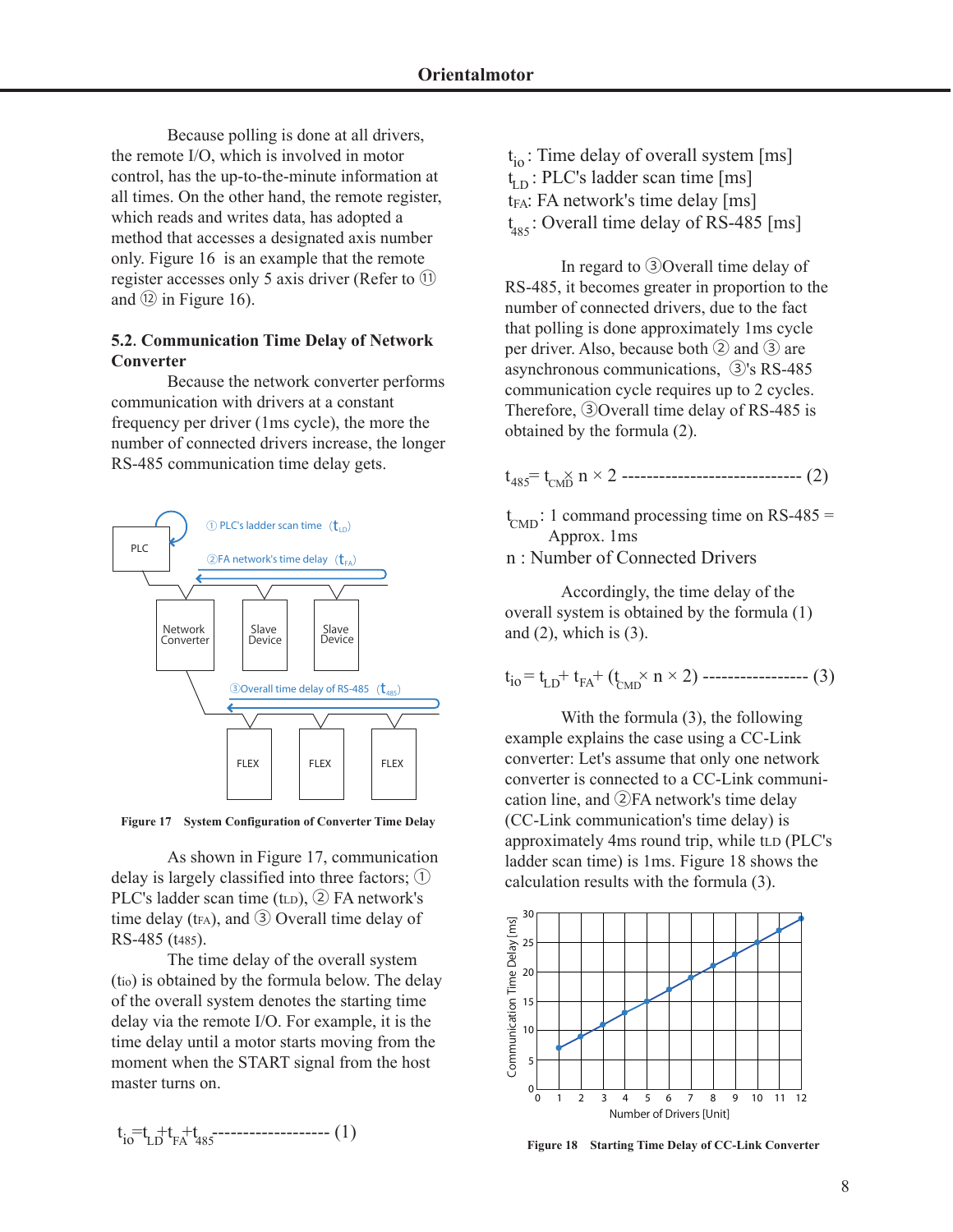Because polling is done at all drivers, the remote I/O, which is involved in motor control, has the up-to-the-minute information at all times. On the other hand, the remote register, which reads and writes data, has adopted a method that accesses a designated axis number only. Figure 16 is an example that the remote register accesses only 5 axis driver (Refer to ⑪ and ⑫ in Figure 16).

### 5.2. Communication Time Delay of Network Converter

Because the network converter performs communication with drivers at a constant frequency per driver (1ms cycle), the more the number of connected drivers increase, the longer RS-485 communication time delay gets.

Figure 17 System Configuration of Converter Time Delay

As shown in Figure 17, communication delay is largely classified into three factors; ① PLC's ladder scan time ($t_{LD}$), ② FA network's time delay ($t_{FA}$), and ③ Overall time delay of RS-485 ($t_{485}$).

The time delay of the overall system ($t_{io}$) is obtained by the formula below. The delay of the overall system denotes the starting time delay via the remote I/O. For example, it is the time delay until a motor starts moving from the moment when the START signal from the host master turns on.

$$t_{io} = t_{LD} + t_{FA} + t_{485} \text{ ------------------- (1)}$$

$t_{io}$ : Time delay of overall system [ms]
$t_{LD}$ : PLC's ladder scan time [ms]
$t_{FA}$: FA network's time delay [ms]
$t_{485}$ : Overall time delay of RS-485 [ms]

In regard to ③Overall time delay of RS-485, it becomes greater in proportion to the number of connected drivers, due to the fact that polling is done approximately 1ms cycle per driver. Also, because both ② and ③ are asynchronous communications, ③'s RS-485 communication cycle requires up to 2 cycles. Therefore, ③Overall time delay of RS-485 is obtained by the formula (2).

$$t_{485} = t_{CMD} \times n \times 2 \text{ ---------------------------- (2)}$$

$t_{CMD}$ : 1 command processing time on RS-485 = Approx. 1ms
n : Number of Connected Drivers

Accordingly, the time delay of the overall system is obtained by the formula (1) and (2), which is (3).

$$t_{io} = t_{LD} + t_{FA} + (t_{CMD} \times n \times 2) \text{ ----------------- (3)}$$

With the formula (3), the following example explains the case using a CC-Link converter: Let's assume that only one network converter is connected to a CC-Link communication line, and ②FA network's time delay (CC-Link communication's time delay) is approximately 4ms round trip, while $t_{LD}$ (PLC's ladder scan time) is 1ms. Figure 18 shows the calculation results with the formula (3).

Figure 18 Starting Time Delay of CC-Link Converter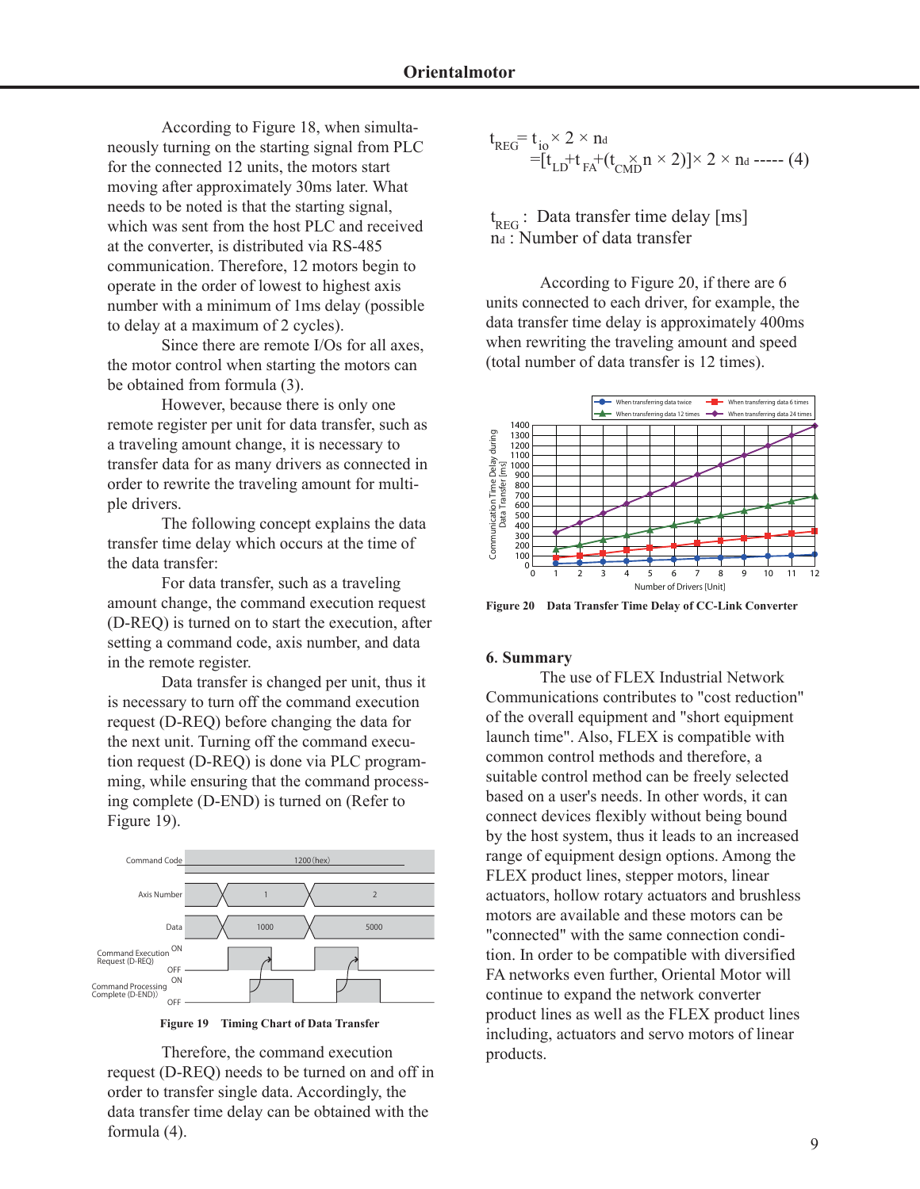According to Figure 18, when simultaneously turning on the starting signal from PLC for the connected 12 units, the motors start moving after approximately 30ms later. What needs to be noted is that the starting signal, which was sent from the host PLC and received at the converter, is distributed via RS-485 communication. Therefore, 12 motors begin to operate in the order of lowest to highest axis number with a minimum of 1ms delay (possible to delay at a maximum of 2 cycles).

Since there are remote I/Os for all axes, the motor control when starting the motors can be obtained from formula (3).

However, because there is only one remote register per unit for data transfer, such as a traveling amount change, it is necessary to transfer data for as many drivers as connected in order to rewrite the traveling amount for multiple drivers.

The following concept explains the data transfer time delay which occurs at the time of the data transfer:

For data transfer, such as a traveling amount change, the command execution request (D-REQ) is turned on to start the execution, after setting a command code, axis number, and data in the remote register.

Data transfer is changed per unit, thus it is necessary to turn off the command execution request (D-REQ) before changing the data for the next unit. Turning off the command execution request (D-REQ) is done via PLC programming, while ensuring that the command processing complete (D-END) is turned on (Refer to Figure 19).

Figure 19 Timing Chart of Data Transfer

Therefore, the command execution request (D-REQ) needs to be turned on and off in order to transfer single data. Accordingly, the data transfer time delay can be obtained with the formula (4).

$$t_{REG} = t_{io} \times 2 \times n_d$$
$$= [t_{LD} + t_{FA} + (t_{CMD} \times n \times 2)] \times 2 \times n_d \text{ ----- (4)}$$

$t_{REG}$ : Data transfer time delay [ms]
$n_d$ : Number of data transfer

According to Figure 20, if there are 6 units connected to each driver, for example, the data transfer time delay is approximately 400ms when rewriting the traveling amount and speed (total number of data transfer is 12 times).

Figure 20 Data Transfer Time Delay of CC-Link Converter

## 6. Summary

The use of FLEX Industrial Network Communications contributes to "cost reduction" of the overall equipment and "short equipment launch time". Also, FLEX is compatible with common control methods and therefore, a suitable control method can be freely selected based on a user's needs. In other words, it can connect devices flexibly without being bound by the host system, thus it leads to an increased range of equipment design options. Among the FLEX product lines, stepper motors, linear actuators, hollow rotary actuators and brushless motors are available and these motors can be "connected" with the same connection condition. In order to be compatible with diversified FA networks even further, Oriental Motor will continue to expand the network converter product lines as well as the FLEX product lines including, actuators and servo motors of linear products.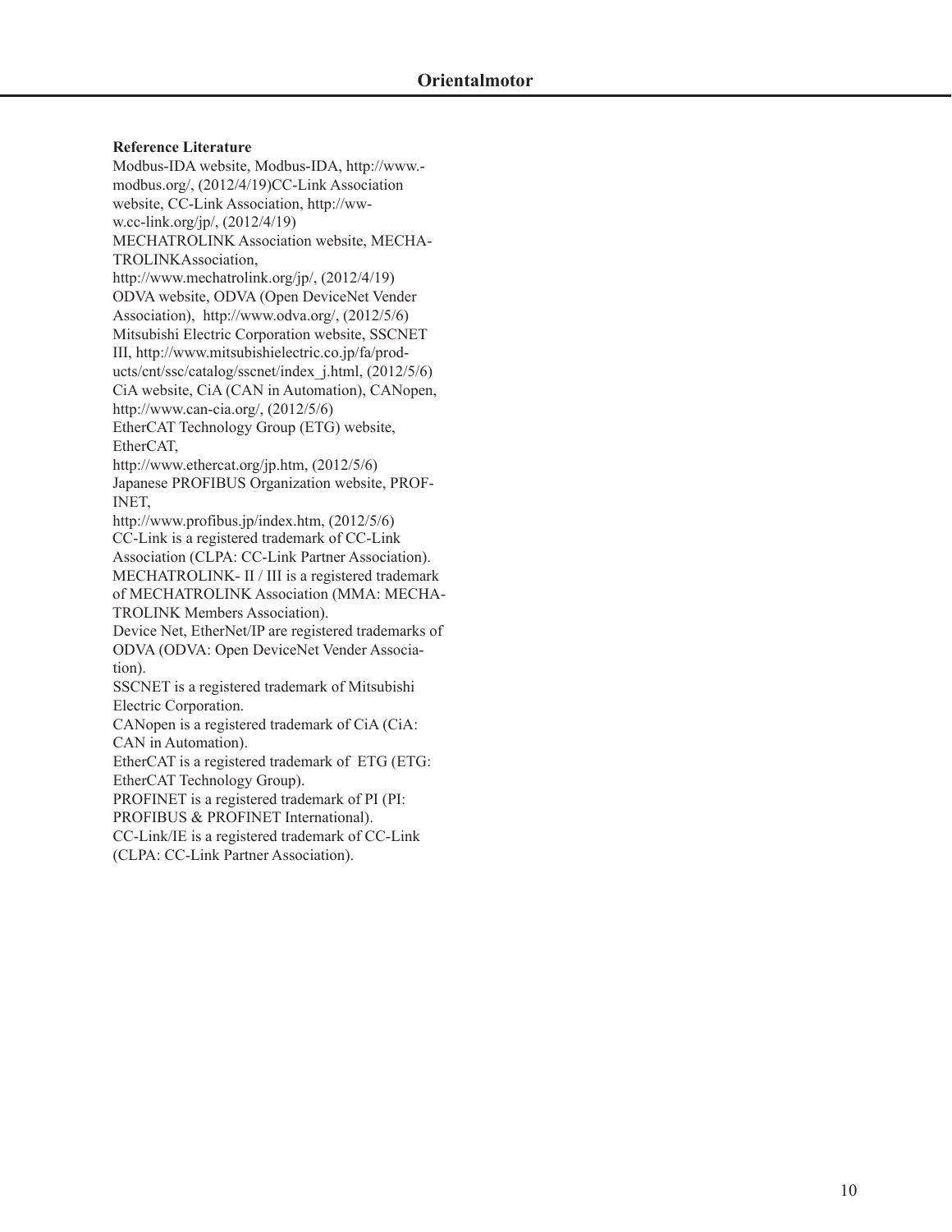**Reference Literature**

Modbus-IDA website, Modbus-IDA, http://www.modbus.org/, (2012/4/19)CC-Link Association website, CC-Link Association, http://www.cc-link.org/jp/, (2012/4/19)

MECHATROLINK Association website, MECHATROLINKAssociation,

http://www.mechatrolink.org/jp/, (2012/4/19)

ODVA website, ODVA (Open DeviceNet Vender Association), http://www.odva.org/, (2012/5/6)

Mitsubishi Electric Corporation website, SSCNET III, http://www.mitsubishielectric.co.jp/fa/products/cnt/ssc/catalog/sscnet/index_j.html, (2012/5/6)

CiA website, CiA (CAN in Automation), CANopen, http://www.can-cia.org/, (2012/5/6)

EtherCAT Technology Group (ETG) website, EtherCAT,

http://www.ethercat.org/jp.htm, (2012/5/6)

Japanese PROFIBUS Organization website, PROFINET,

http://www.profibus.jp/index.htm, (2012/5/6)

CC-Link is a registered trademark of CC-Link Association (CLPA: CC-Link Partner Association).

MECHATROLINK- II / III is a registered trademark of MECHATROLINK Association (MMA: MECHATROLINK Members Association).

Device Net, EtherNet/IP are registered trademarks of ODVA (ODVA: Open DeviceNet Vender Association).

SSCNET is a registered trademark of Mitsubishi Electric Corporation.

CANopen is a registered trademark of CiA (CiA: CAN in Automation).

EtherCAT is a registered trademark of ETG (ETG: EtherCAT Technology Group).

PROFINET is a registered trademark of PI (PI: PROFIBUS & PROFINET International).

CC-Link/IE is a registered trademark of CC-Link (CLPA: CC-Link Partner Association).